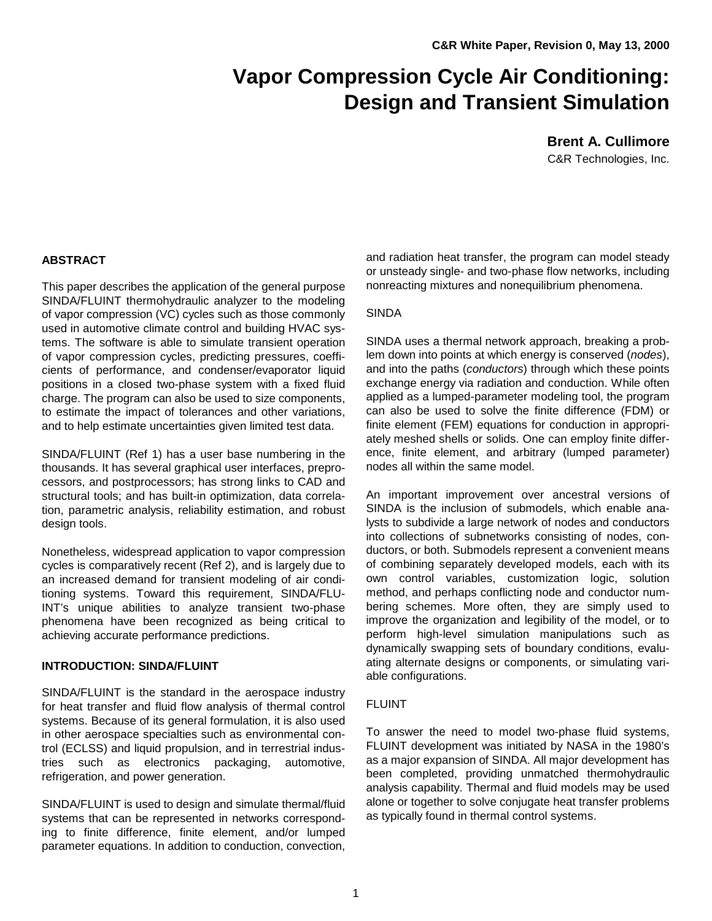C&R White Paper, Revision 0, May 13, 2000

# Vapor Compression Cycle Air Conditioning: Design and Transient Simulation

**Brent A. Cullimore**

C&R Technologies, Inc.

## ABSTRACT

This paper describes the application of the general purpose SINDA/FLUINT thermohydraulic analyzer to the modeling of vapor compression (VC) cycles such as those commonly used in automotive climate control and building HVAC systems. The software is able to simulate transient operation of vapor compression cycles, predicting pressures, coefficients of performance, and condenser/evaporator liquid positions in a closed two-phase system with a fixed fluid charge. The program can also be used to size components, to estimate the impact of tolerances and other variations, and to help estimate uncertainties given limited test data.

SINDA/FLUINT (Ref 1) has a user base numbering in the thousands. It has several graphical user interfaces, preprocessors, and postprocessors; has strong links to CAD and structural tools; and has built-in optimization, data correlation, parametric analysis, reliability estimation, and robust design tools.

Nonetheless, widespread application to vapor compression cycles is comparatively recent (Ref 2), and is largely due to an increased demand for transient modeling of air conditioning systems. Toward this requirement, SINDA/FLUINT's unique abilities to analyze transient two-phase phenomena have been recognized as being critical to achieving accurate performance predictions.

## INTRODUCTION: SINDA/FLUINT

SINDA/FLUINT is the standard in the aerospace industry for heat transfer and fluid flow analysis of thermal control systems. Because of its general formulation, it is also used in other aerospace specialties such as environmental control (ECLSS) and liquid propulsion, and in terrestrial industries such as electronics packaging, automotive, refrigeration, and power generation.

SINDA/FLUINT is used to design and simulate thermal/fluid systems that can be represented in networks corresponding to finite difference, finite element, and/or lumped parameter equations. In addition to conduction, convection, and radiation heat transfer, the program can model steady or unsteady single- and two-phase flow networks, including nonreacting mixtures and nonequilibrium phenomena.

### SINDA

SINDA uses a thermal network approach, breaking a problem down into points at which energy is conserved (*nodes*), and into the paths (*conductors*) through which these points exchange energy via radiation and conduction. While often applied as a lumped-parameter modeling tool, the program can also be used to solve the finite difference (FDM) or finite element (FEM) equations for conduction in appropriately meshed shells or solids. One can employ finite difference, finite element, and arbitrary (lumped parameter) nodes all within the same model.

An important improvement over ancestral versions of SINDA is the inclusion of submodels, which enable analysts to subdivide a large network of nodes and conductors into collections of subnetworks consisting of nodes, conductors, or both. Submodels represent a convenient means of combining separately developed models, each with its own control variables, customization logic, solution method, and perhaps conflicting node and conductor numbering schemes. More often, they are simply used to improve the organization and legibility of the model, or to perform high-level simulation manipulations such as dynamically swapping sets of boundary conditions, evaluating alternate designs or components, or simulating variable configurations.

### FLUINT

To answer the need to model two-phase fluid systems, FLUINT development was initiated by NASA in the 1980's as a major expansion of SINDA. All major development has been completed, providing unmatched thermohydraulic analysis capability. Thermal and fluid models may be used alone or together to solve conjugate heat transfer problems as typically found in thermal control systems.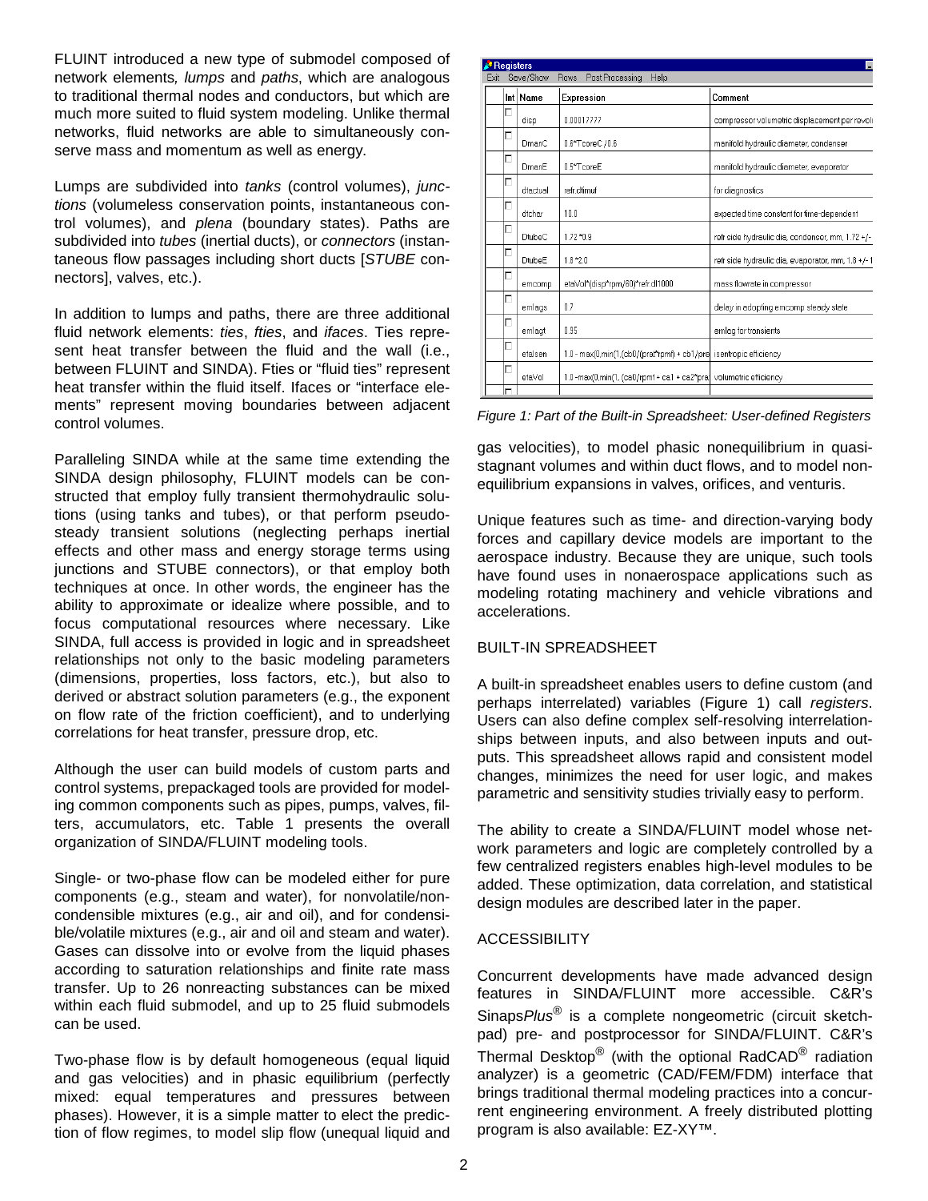FLUINT introduced a new type of submodel composed of network elements*, lumps* and *paths*, which are analogous to traditional thermal nodes and conductors, but which are much more suited to fluid system modeling. Unlike thermal networks, fluid networks are able to simultaneously conserve mass and momentum as well as energy.

Lumps are subdivided into *tanks* (control volumes), *junctions* (volumeless conservation points, instantaneous control volumes), and *plena* (boundary states). Paths are subdivided into *tubes* (inertial ducts), or *connectors* (instantaneous flow passages including short ducts [*STUBE* connectors], valves, etc.).

In addition to lumps and paths, there are three additional fluid network elements: *ties*, *fties*, and *ifaces*. Ties represent heat transfer between the fluid and the wall (i.e., between FLUINT and SINDA). Fties or "fluid ties" represent heat transfer within the fluid itself. Ifaces or "interface elements" represent moving boundaries between adjacent control volumes.

Paralleling SINDA while at the same time extending the SINDA design philosophy, FLUINT models can be constructed that employ fully transient thermohydraulic solutions (using tanks and tubes), or that perform pseudo-steady transient solutions (neglecting perhaps inertial effects and other mass and energy storage terms using junctions and STUBE connectors), or that employ both techniques at once. In other words, the engineer has the ability to approximate or idealize where possible, and to focus computational resources where necessary. Like SINDA, full access is provided in logic and in spreadsheet relationships not only to the basic modeling parameters (dimensions, properties, loss factors, etc.), but also to derived or abstract solution parameters (e.g., the exponent on flow rate of the friction coefficient), and to underlying correlations for heat transfer, pressure drop, etc.

Although the user can build models of custom parts and control systems, prepackaged tools are provided for modeling common components such as pipes, pumps, valves, filters, accumulators, etc. Table 1 presents the overall organization of SINDA/FLUINT modeling tools.

Single- or two-phase flow can be modeled either for pure components (e.g., steam and water), for nonvolatile/noncondensible mixtures (e.g., air and oil), and for condensible/volatile mixtures (e.g., air and oil and steam and water). Gases can dissolve into or evolve from the liquid phases according to saturation relationships and finite rate mass transfer. Up to 26 nonreacting substances can be mixed within each fluid submodel, and up to 25 fluid submodels can be used.

Two-phase flow is by default homogeneous (equal liquid and gas velocities) and in phasic equilibrium (perfectly mixed: equal temperatures and pressures between phases). However, it is a simple matter to elect the prediction of flow regimes, to model slip flow (unequal liquid and gas velocities), to model phasic nonequilibrium in quasi-stagnant volumes and within duct flows, and to model nonequilibrium expansions in valves, orifices, and venturis.

| Int | Name | Expression | Comment |
|---|---|---|---|
| | disp | 0.00017777 | compressor volumetric displacement per revol |
| | DmanC | 0.6*TcoreC / 0.6 | manifold hydraulic diameter, condenser |
| | DmanE | 0.5*TcoreE | manifold hydraulic diameter, evaporator |
| | dtactual | refr.dtimuf | for diagnostics |
| | dtchar | 10.0 | expected time constant for time-dependent |
| | DtubeC | 1.72*0.9 | refr side hydraulic dia, condenser, mm, 1.72 +/- |
| | DtubeE | 1.8*2.0 | refr side hydraulic dia, evaporator, mm, 1.8 +/- 1 |
| | emcomp | etaVol*(disp*rpm/60)*refr.dl1000 | mass flowrate in compressor |
| | emlags | 0.7 | delay in adopting emcomp steady state |
| | emlagt | 0.95 | emlag for transients |
| | etaIsen | 1.0 - max(0,min(1,(cb0/(prat*rpm) + cb1/pra | isentropic efficiency |
| | etaVol | 1.0 -max(0,min(1, (ca0/rpm1 + ca1 + ca2*pra | volumetric efficiency |

*Figure 1: Part of the Built-in Spreadsheet: User-defined Registers*

Unique features such as time- and direction-varying body forces and capillary device models are important to the aerospace industry. Because they are unique, such tools have found uses in nonaerospace applications such as modeling rotating machinery and vehicle vibrations and accelerations.

## BUILT-IN SPREADSHEET

A built-in spreadsheet enables users to define custom (and perhaps interrelated) variables (Figure 1) call *registers*. Users can also define complex self-resolving interrelationships between inputs, and also between inputs and outputs. This spreadsheet allows rapid and consistent model changes, minimizes the need for user logic, and makes parametric and sensitivity studies trivially easy to perform.

The ability to create a SINDA/FLUINT model whose network parameters and logic are completely controlled by a few centralized registers enables high-level modules to be added. These optimization, data correlation, and statistical design modules are described later in the paper.

## ACCESSIBILITY

Concurrent developments have made advanced design features in SINDA/FLUINT more accessible. C&R's Sinaps*Plus*® is a complete nongeometric (circuit sketchpad) pre- and postprocessor for SINDA/FLUINT. C&R's Thermal Desktop® (with the optional RadCAD® radiation analyzer) is a geometric (CAD/FEM/FDM) interface that brings traditional thermal modeling practices into a concurrent engineering environment. A freely distributed plotting program is also available: EZ-XY™.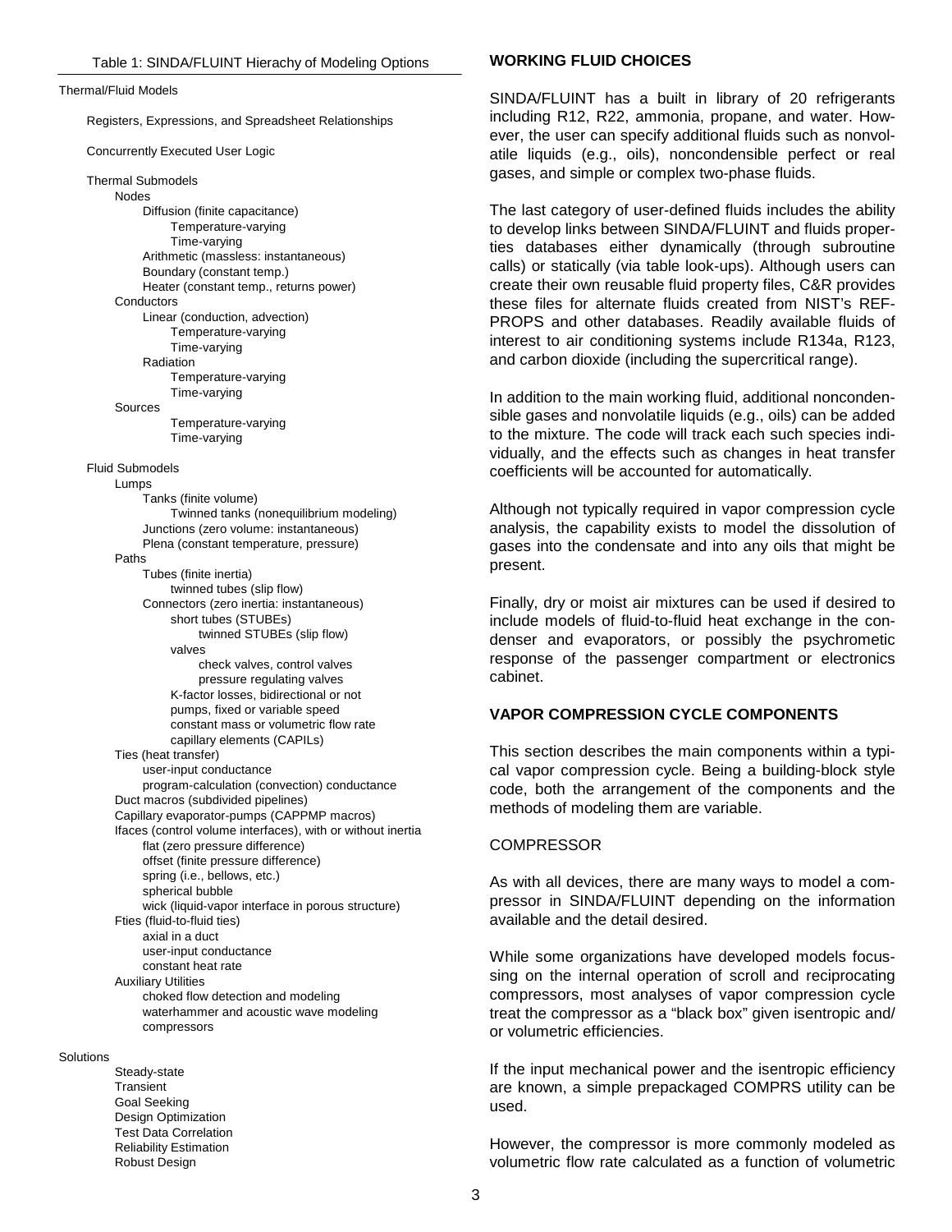Table 1: SINDA/FLUINT Hierachy of Modeling Options

- Thermal/Fluid Models
  - Registers, Expressions, and Spreadsheet Relationships
  - Concurrently Executed User Logic
  - Thermal Submodels
    - Nodes
      - Diffusion (finite capacitance)
        - Temperature-varying
        - Time-varying
      - Arithmetic (massless: instantaneous)
      - Boundary (constant temp.)
      - Heater (constant temp., returns power)
    - Conductors
      - Linear (conduction, advection)
        - Temperature-varying
        - Time-varying
      - Radiation
        - Temperature-varying
        - Time-varying
    - Sources
      - Temperature-varying
      - Time-varying
  - Fluid Submodels
    - Lumps
      - Tanks (finite volume)
        - Twinned tanks (nonequilibrium modeling)
      - Junctions (zero volume: instantaneous)
      - Plena (constant temperature, pressure)
    - Paths
      - Tubes (finite inertia)
        - twinned tubes (slip flow)
      - Connectors (zero inertia: instantaneous)
        - short tubes (STUBEs)
          - twinned STUBEs (slip flow)
        - valves
          - check valves, control valves
          - pressure regulating valves
        - K-factor losses, bidirectional or not
        - pumps, fixed or variable speed
        - constant mass or volumetric flow rate
        - capillary elements (CAPILs)
    - Ties (heat transfer)
      - user-input conductance
      - program-calculation (convection) conductance
    - Duct macros (subdivided pipelines)
    - Capillary evaporator-pumps (CAPPMP macros)
    - Ifaces (control volume interfaces), with or without inertia
      - flat (zero pressure difference)
      - offset (finite pressure difference)
      - spring (i.e., bellows, etc.)
      - spherical bubble
      - wick (liquid-vapor interface in porous structure)
    - Fties (fluid-to-fluid ties)
      - axial in a duct
      - user-input conductance
      - constant heat rate
    - Auxiliary Utilities
      - choked flow detection and modeling
      - waterhammer and acoustic wave modeling
      - compressors
- Solutions
  - Steady-state
  - Transient
  - Goal Seeking
  - Design Optimization
  - Test Data Correlation
  - Reliability Estimation
  - Robust Design

## WORKING FLUID CHOICES

SINDA/FLUINT has a built in library of 20 refrigerants including R12, R22, ammonia, propane, and water. However, the user can specify additional fluids such as nonvolatile liquids (e.g., oils), noncondensible perfect or real gases, and simple or complex two-phase fluids.

The last category of user-defined fluids includes the ability to develop links between SINDA/FLUINT and fluids properties databases either dynamically (through subroutine calls) or statically (via table look-ups). Although users can create their own reusable fluid property files, C&R provides these files for alternate fluids created from NIST's REFPROPS and other databases. Readily available fluids of interest to air conditioning systems include R134a, R123, and carbon dioxide (including the supercritical range).

In addition to the main working fluid, additional noncondensible gases and nonvolatile liquids (e.g., oils) can be added to the mixture. The code will track each such species individually, and the effects such as changes in heat transfer coefficients will be accounted for automatically.

Although not typically required in vapor compression cycle analysis, the capability exists to model the dissolution of gases into the condensate and into any oils that might be present.

Finally, dry or moist air mixtures can be used if desired to include models of fluid-to-fluid heat exchange in the condenser and evaporators, or possibly the psychrometic response of the passenger compartment or electronics cabinet.

## VAPOR COMPRESSION CYCLE COMPONENTS

This section describes the main components within a typical vapor compression cycle. Being a building-block style code, both the arrangement of the components and the methods of modeling them are variable.

### COMPRESSOR

As with all devices, there are many ways to model a compressor in SINDA/FLUINT depending on the information available and the detail desired.

While some organizations have developed models focussing on the internal operation of scroll and reciprocating compressors, most analyses of vapor compression cycle treat the compressor as a "black box" given isentropic and/or volumetric efficiencies.

If the input mechanical power and the isentropic efficiency are known, a simple prepackaged COMPRS utility can be used.

However, the compressor is more commonly modeled as volumetric flow rate calculated as a function of volumetric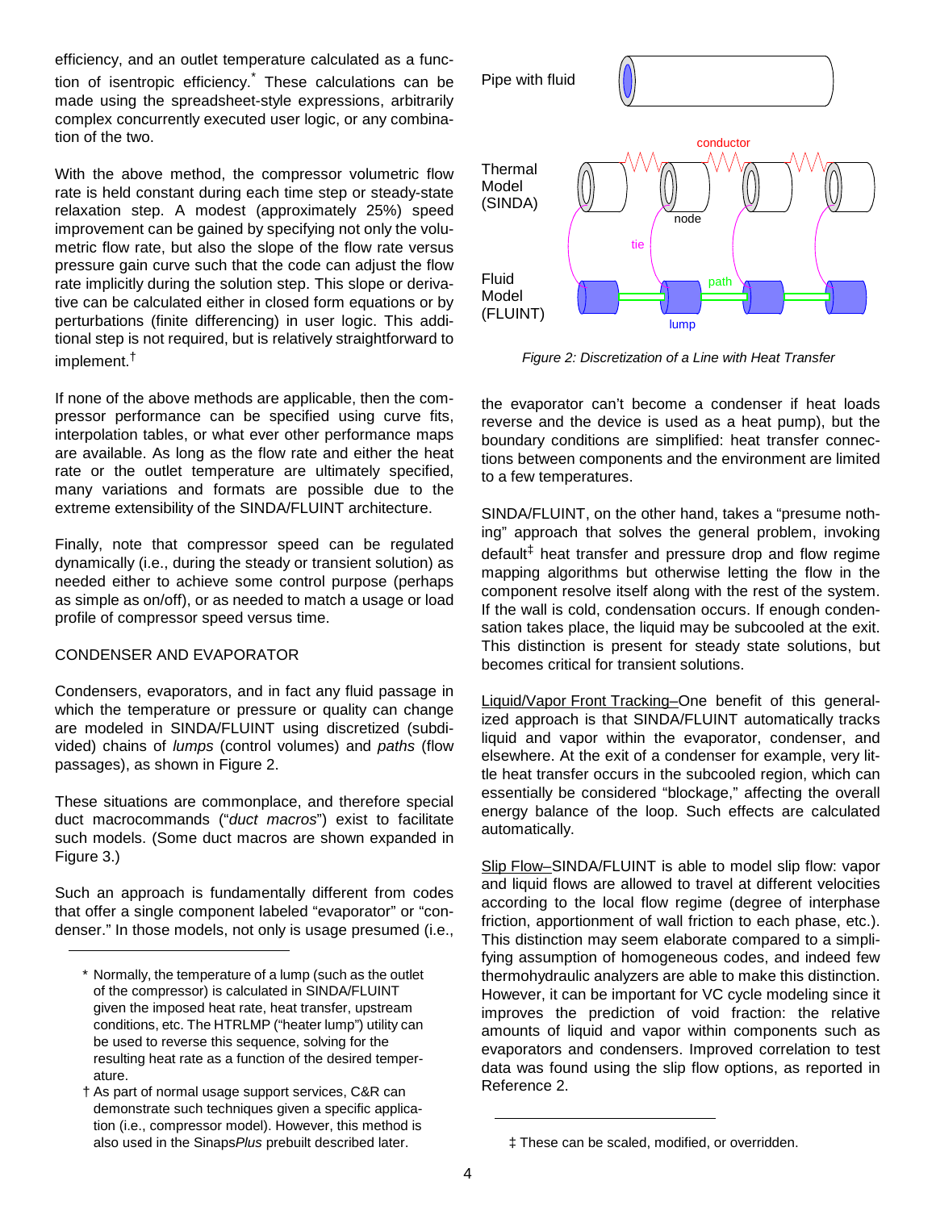efficiency, and an outlet temperature calculated as a function of isentropic efficiency.* These calculations can be made using the spreadsheet-style expressions, arbitrarily complex concurrently executed user logic, or any combination of the two.

With the above method, the compressor volumetric flow rate is held constant during each time step or steady-state relaxation step. A modest (approximately 25%) speed improvement can be gained by specifying not only the volumetric flow rate, but also the slope of the flow rate versus pressure gain curve such that the code can adjust the flow rate implicitly during the solution step. This slope or derivative can be calculated either in closed form equations or by perturbations (finite differencing) in user logic. This additional step is not required, but is relatively straightforward to implement.†

If none of the above methods are applicable, then the compressor performance can be specified using curve fits, interpolation tables, or what ever other performance maps are available. As long as the flow rate and either the heat rate or the outlet temperature are ultimately specified, many variations and formats are possible due to the extreme extensibility of the SINDA/FLUINT architecture.

Finally, note that compressor speed can be regulated dynamically (i.e., during the steady or transient solution) as needed either to achieve some control purpose (perhaps as simple as on/off), or as needed to match a usage or load profile of compressor speed versus time.

CONDENSER AND EVAPORATOR

Condensers, evaporators, and in fact any fluid passage in which the temperature or pressure or quality can change are modeled in SINDA/FLUINT using discretized (subdivided) chains of *lumps* (control volumes) and *paths* (flow passages), as shown in Figure 2.

These situations are commonplace, and therefore special duct macrocommands ("*duct macros*") exist to facilitate such models. (Some duct macros are shown expanded in Figure 3.)

Such an approach is fundamentally different from codes that offer a single component labeled "evaporator" or "condenser." In those models, not only is usage presumed (i.e., the evaporator can't become a condenser if heat loads reverse and the device is used as a heat pump), but the boundary conditions are simplified: heat transfer connections between components and the environment are limited to a few temperatures.

Pipe with fluid

Thermal Model (SINDA) — conductor, node, tie

Fluid Model (FLUINT) — path, lump

*Figure 2: Discretization of a Line with Heat Transfer*

SINDA/FLUINT, on the other hand, takes a "presume nothing" approach that solves the general problem, invoking default‡ heat transfer and pressure drop and flow regime mapping algorithms but otherwise letting the flow in the component resolve itself along with the rest of the system. If the wall is cold, condensation occurs. If enough condensation takes place, the liquid may be subcooled at the exit. This distinction is present for steady state solutions, but becomes critical for transient solutions.

Liquid/Vapor Front Tracking–One benefit of this generalized approach is that SINDA/FLUINT automatically tracks liquid and vapor within the evaporator, condenser, and elsewhere. At the exit of a condenser for example, very little heat transfer occurs in the subcooled region, which can essentially be considered "blockage," affecting the overall energy balance of the loop. Such effects are calculated automatically.

Slip Flow–SINDA/FLUINT is able to model slip flow: vapor and liquid flows are allowed to travel at different velocities according to the local flow regime (degree of interphase friction, apportionment of wall friction to each phase, etc.). This distinction may seem elaborate compared to a simplifying assumption of homogeneous codes, and indeed few thermohydraulic analyzers are able to make this distinction. However, it can be important for VC cycle modeling since it improves the prediction of void fraction: the relative amounts of liquid and vapor within components such as evaporators and condensers. Improved correlation to test data was found using the slip flow options, as reported in Reference 2.

---

\* Normally, the temperature of a lump (such as the outlet of the compressor) is calculated in SINDA/FLUINT given the imposed heat rate, heat transfer, upstream conditions, etc. The HTRLMP ("heater lump") utility can be used to reverse this sequence, solving for the resulting heat rate as a function of the desired temperature.

† As part of normal usage support services, C&R can demonstrate such techniques given a specific application (i.e., compressor model). However, this method is also used in the Sinaps*Plus* prebuilt described later.

‡ These can be scaled, modified, or overridden.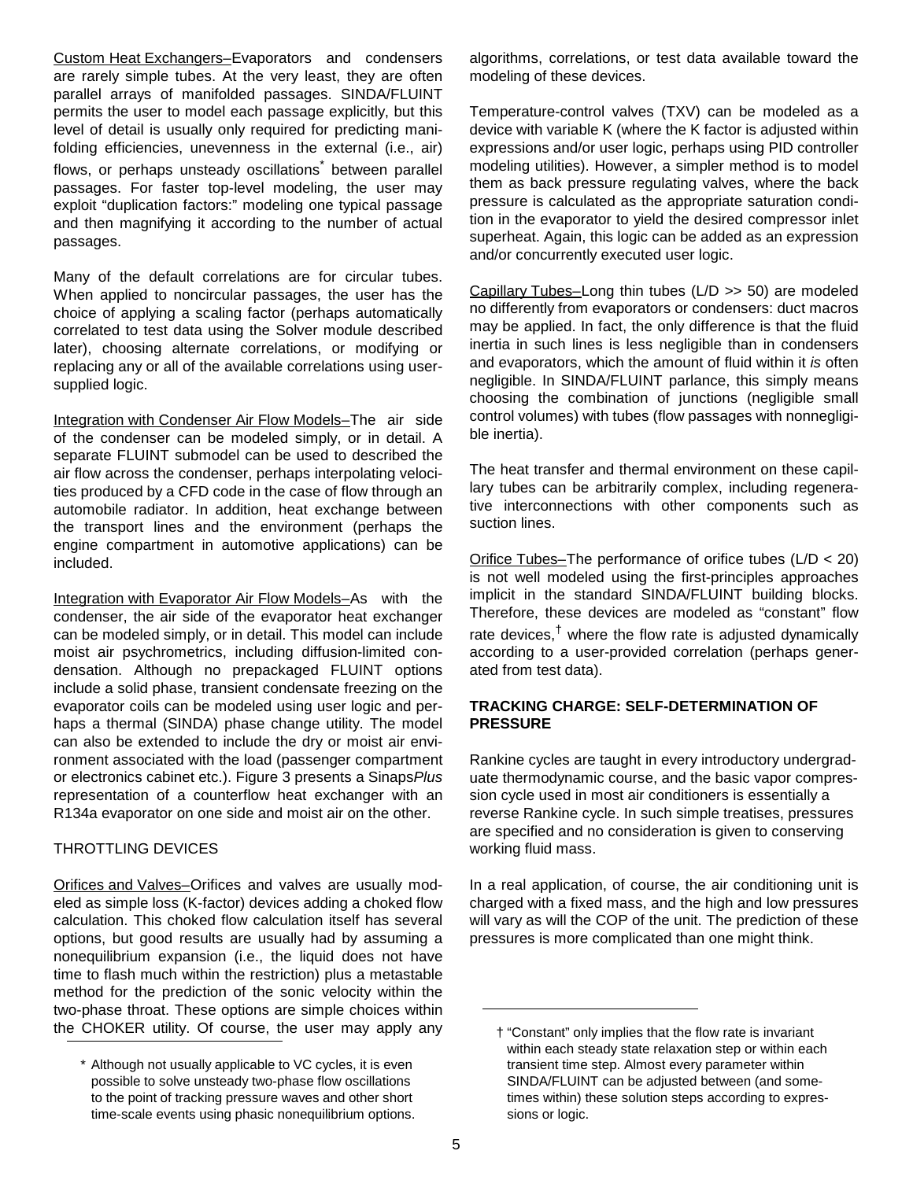Custom Heat Exchangers–Evaporators and condensers are rarely simple tubes. At the very least, they are often parallel arrays of manifolded passages. SINDA/FLUINT permits the user to model each passage explicitly, but this level of detail is usually only required for predicting manifolding efficiencies, unevenness in the external (i.e., air) flows, or perhaps unsteady oscillations* between parallel passages. For faster top-level modeling, the user may exploit "duplication factors:" modeling one typical passage and then magnifying it according to the number of actual passages.

Many of the default correlations are for circular tubes. When applied to noncircular passages, the user has the choice of applying a scaling factor (perhaps automatically correlated to test data using the Solver module described later), choosing alternate correlations, or modifying or replacing any or all of the available correlations using user-supplied logic.

Integration with Condenser Air Flow Models–The air side of the condenser can be modeled simply, or in detail. A separate FLUINT submodel can be used to described the air flow across the condenser, perhaps interpolating velocities produced by a CFD code in the case of flow through an automobile radiator. In addition, heat exchange between the transport lines and the environment (perhaps the engine compartment in automotive applications) can be included.

Integration with Evaporator Air Flow Models–As with the condenser, the air side of the evaporator heat exchanger can be modeled simply, or in detail. This model can include moist air psychrometrics, including diffusion-limited condensation. Although no prepackaged FLUINT options include a solid phase, transient condensate freezing on the evaporator coils can be modeled using user logic and perhaps a thermal (SINDA) phase change utility. The model can also be extended to include the dry or moist air environment associated with the load (passenger compartment or electronics cabinet etc.). Figure 3 presents a Sinaps*Plus* representation of a counterflow heat exchanger with an R134a evaporator on one side and moist air on the other.

## THROTTLING DEVICES

Orifices and Valves–Orifices and valves are usually modeled as simple loss (K-factor) devices adding a choked flow calculation. This choked flow calculation itself has several options, but good results are usually had by assuming a nonequilibrium expansion (i.e., the liquid does not have time to flash much within the restriction) plus a metastable method for the prediction of the sonic velocity within the two-phase throat. These options are simple choices within the CHOKER utility. Of course, the user may apply any algorithms, correlations, or test data available toward the modeling of these devices.

Temperature-control valves (TXV) can be modeled as a device with variable K (where the K factor is adjusted within expressions and/or user logic, perhaps using PID controller modeling utilities). However, a simpler method is to model them as back pressure regulating valves, where the back pressure is calculated as the appropriate saturation condition in the evaporator to yield the desired compressor inlet superheat. Again, this logic can be added as an expression and/or concurrently executed user logic.

Capillary Tubes–Long thin tubes (L/D >> 50) are modeled no differently from evaporators or condensers: duct macros may be applied. In fact, the only difference is that the fluid inertia in such lines is less negligible than in condensers and evaporators, which the amount of fluid within it *is* often negligible. In SINDA/FLUINT parlance, this simply means choosing the combination of junctions (negligible small control volumes) with tubes (flow passages with nonnegligible inertia).

The heat transfer and thermal environment on these capillary tubes can be arbitrarily complex, including regenerative interconnections with other components such as suction lines.

Orifice Tubes–The performance of orifice tubes (L/D < 20) is not well modeled using the first-principles approaches implicit in the standard SINDA/FLUINT building blocks. Therefore, these devices are modeled as "constant" flow rate devices,† where the flow rate is adjusted dynamically according to a user-provided correlation (perhaps generated from test data).

## TRACKING CHARGE: SELF-DETERMINATION OF PRESSURE

Rankine cycles are taught in every introductory undergraduate thermodynamic course, and the basic vapor compression cycle used in most air conditioners is essentially a reverse Rankine cycle. In such simple treatises, pressures are specified and no consideration is given to conserving working fluid mass.

In a real application, of course, the air conditioning unit is charged with a fixed mass, and the high and low pressures will vary as will the COP of the unit. The prediction of these pressures is more complicated than one might think.

---

\* Although not usually applicable to VC cycles, it is even possible to solve unsteady two-phase flow oscillations to the point of tracking pressure waves and other short time-scale events using phasic nonequilibrium options.

† "Constant" only implies that the flow rate is invariant within each steady state relaxation step or within each transient time step. Almost every parameter within SINDA/FLUINT can be adjusted between (and sometimes within) these solution steps according to expressions or logic.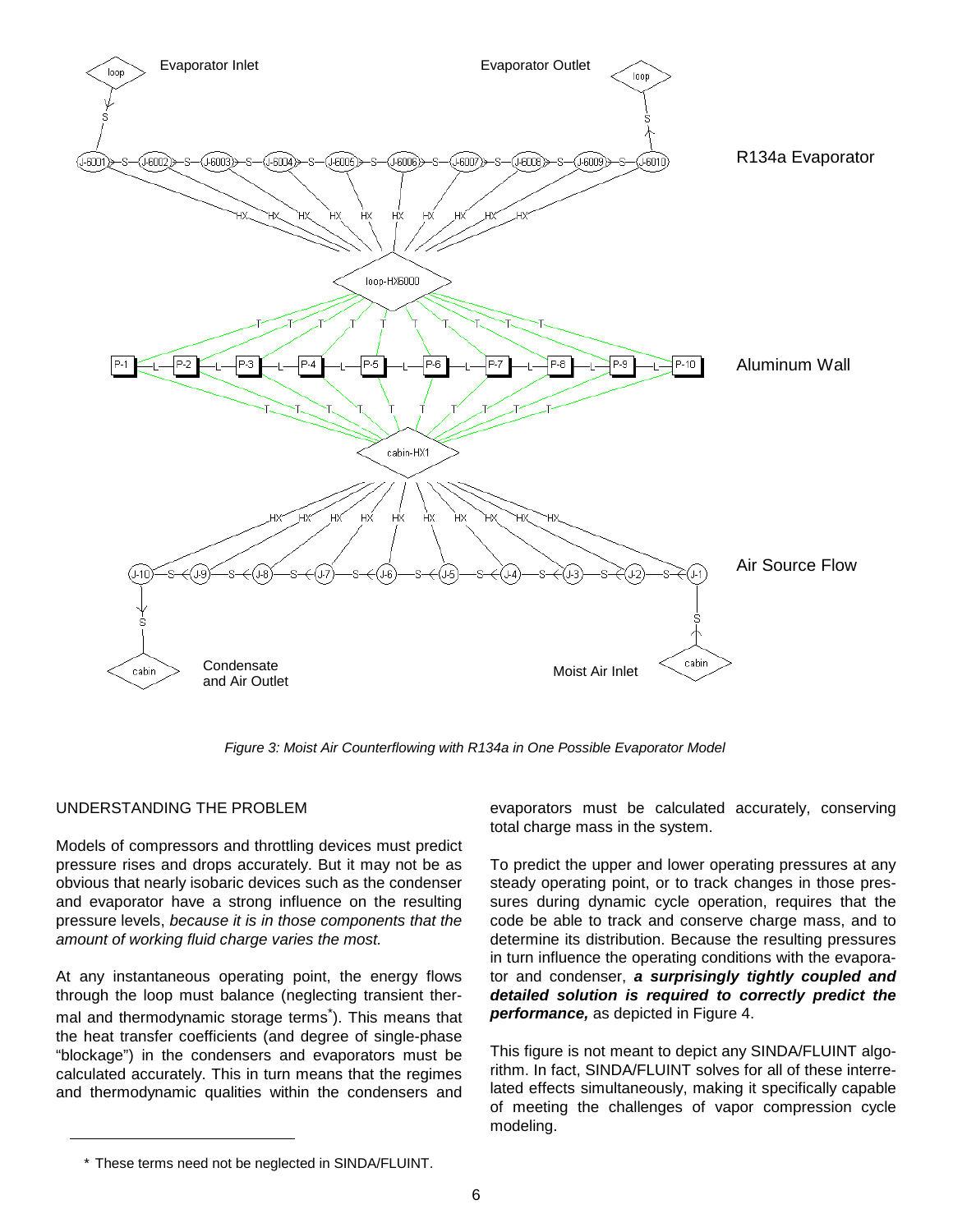Figure 3: Moist Air Counterflowing with R134a in One Possible Evaporator Model

UNDERSTANDING THE PROBLEM

Models of compressors and throttling devices must predict pressure rises and drops accurately. But it may not be as obvious that nearly isobaric devices such as the condenser and evaporator have a strong influence on the resulting pressure levels, *because it is in those components that the amount of working fluid charge varies the most.*

At any instantaneous operating point, the energy flows through the loop must balance (neglecting transient thermal and thermodynamic storage terms*). This means that the heat transfer coefficients (and degree of single-phase "blockage") in the condensers and evaporators must be calculated accurately. This in turn means that the regimes and thermodynamic qualities within the condensers and evaporators must be calculated accurately, conserving total charge mass in the system.

To predict the upper and lower operating pressures at any steady operating point, or to track changes in those pressures during dynamic cycle operation, requires that the code be able to track and conserve charge mass, and to determine its distribution. Because the resulting pressures in turn influence the operating conditions with the evaporator and condenser, ***a surprisingly tightly coupled and detailed solution is required to correctly predict the performance,*** as depicted in Figure 4.

This figure is not meant to depict any SINDA/FLUINT algorithm. In fact, SINDA/FLUINT solves for all of these interrelated effects simultaneously, making it specifically capable of meeting the challenges of vapor compression cycle modeling.

\* These terms need not be neglected in SINDA/FLUINT.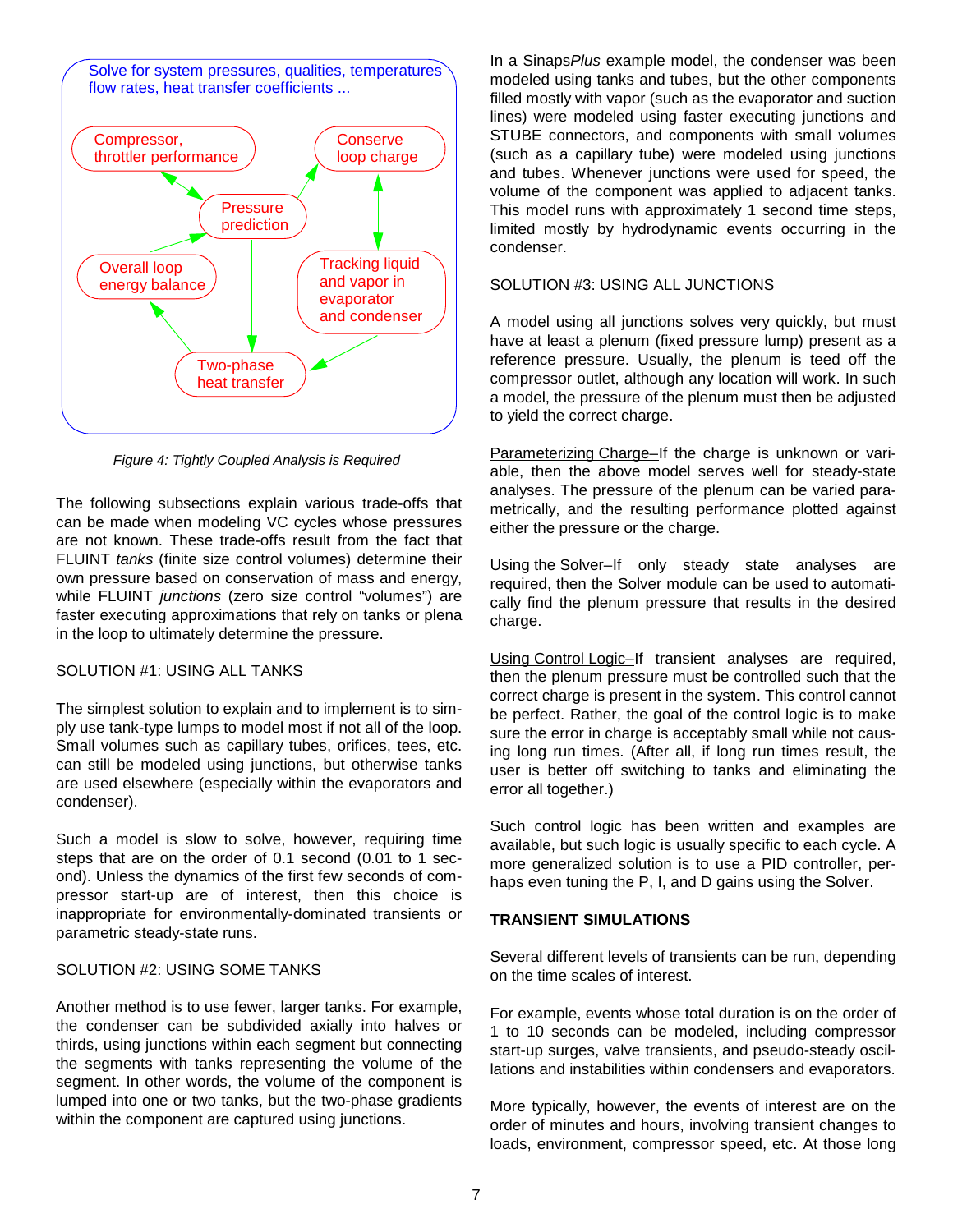Solve for system pressures, qualities, temperatures flow rates, heat transfer coefficients ...

Compressor, throttler performance

Conserve loop charge

Pressure prediction

Overall loop energy balance

Tracking liquid and vapor in evaporator and condenser

Two-phase heat transfer

*Figure 4: Tightly Coupled Analysis is Required*

The following subsections explain various trade-offs that can be made when modeling VC cycles whose pressures are not known. These trade-offs result from the fact that FLUINT *tanks* (finite size control volumes) determine their own pressure based on conservation of mass and energy, while FLUINT *junctions* (zero size control "volumes") are faster executing approximations that rely on tanks or plena in the loop to ultimately determine the pressure.

SOLUTION #1: USING ALL TANKS

The simplest solution to explain and to implement is to simply use tank-type lumps to model most if not all of the loop. Small volumes such as capillary tubes, orifices, tees, etc. can still be modeled using junctions, but otherwise tanks are used elsewhere (especially within the evaporators and condenser).

Such a model is slow to solve, however, requiring time steps that are on the order of 0.1 second (0.01 to 1 second). Unless the dynamics of the first few seconds of compressor start-up are of interest, then this choice is inappropriate for environmentally-dominated transients or parametric steady-state runs.

SOLUTION #2: USING SOME TANKS

Another method is to use fewer, larger tanks. For example, the condenser can be subdivided axially into halves or thirds, using junctions within each segment but connecting the segments with tanks representing the volume of the segment. In other words, the volume of the component is lumped into one or two tanks, but the two-phase gradients within the component are captured using junctions.

In a Sinaps*Plus* example model, the condenser was been modeled using tanks and tubes, but the other components filled mostly with vapor (such as the evaporator and suction lines) were modeled using faster executing junctions and STUBE connectors, and components with small volumes (such as a capillary tube) were modeled using junctions and tubes. Whenever junctions were used for speed, the volume of the component was applied to adjacent tanks. This model runs with approximately 1 second time steps, limited mostly by hydrodynamic events occurring in the condenser.

SOLUTION #3: USING ALL JUNCTIONS

A model using all junctions solves very quickly, but must have at least a plenum (fixed pressure lump) present as a reference pressure. Usually, the plenum is teed off the compressor outlet, although any location will work. In such a model, the pressure of the plenum must then be adjusted to yield the correct charge.

Parameterizing Charge–If the charge is unknown or variable, then the above model serves well for steady-state analyses. The pressure of the plenum can be varied parametrically, and the resulting performance plotted against either the pressure or the charge.

Using the Solver–If only steady state analyses are required, then the Solver module can be used to automatically find the plenum pressure that results in the desired charge.

Using Control Logic–If transient analyses are required, then the plenum pressure must be controlled such that the correct charge is present in the system. This control cannot be perfect. Rather, the goal of the control logic is to make sure the error in charge is acceptably small while not causing long run times. (After all, if long run times result, the user is better off switching to tanks and eliminating the error all together.)

Such control logic has been written and examples are available, but such logic is usually specific to each cycle. A more generalized solution is to use a PID controller, perhaps even tuning the P, I, and D gains using the Solver.

**TRANSIENT SIMULATIONS**

Several different levels of transients can be run, depending on the time scales of interest.

For example, events whose total duration is on the order of 1 to 10 seconds can be modeled, including compressor start-up surges, valve transients, and pseudo-steady oscillations and instabilities within condensers and evaporators.

More typically, however, the events of interest are on the order of minutes and hours, involving transient changes to loads, environment, compressor speed, etc. At those long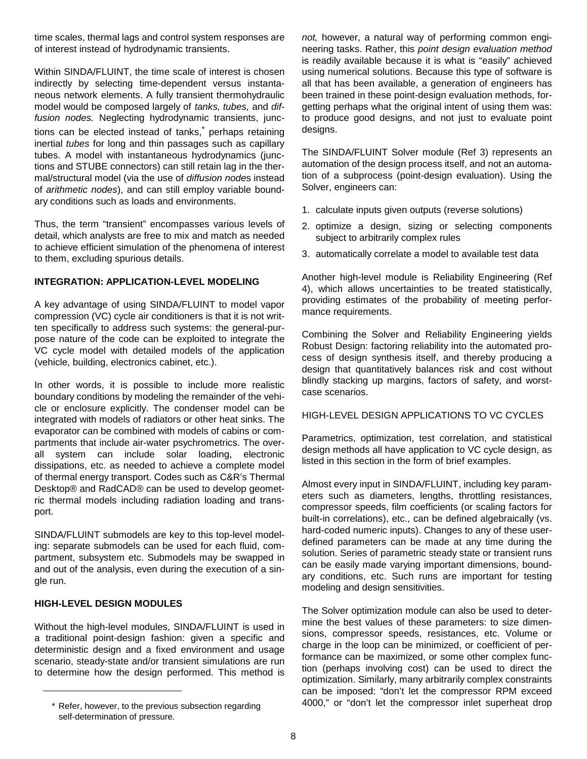time scales, thermal lags and control system responses are of interest instead of hydrodynamic transients.

Within SINDA/FLUINT, the time scale of interest is chosen indirectly by selecting time-dependent versus instantaneous network elements. A fully transient thermohydraulic model would be composed largely of *tanks, tubes,* and *diffusion nodes.* Neglecting hydrodynamic transients, junctions can be elected instead of tanks,* perhaps retaining inertial *tubes* for long and thin passages such as capillary tubes. A model with instantaneous hydrodynamics (junctions and STUBE connectors) can still retain lag in the thermal/structural model (via the use of *diffusion nodes* instead of *arithmetic nodes*), and can still employ variable boundary conditions such as loads and environments.

Thus, the term "transient" encompasses various levels of detail, which analysts are free to mix and match as needed to achieve efficient simulation of the phenomena of interest to them, excluding spurious details.

### INTEGRATION: APPLICATION-LEVEL MODELING

A key advantage of using SINDA/FLUINT to model vapor compression (VC) cycle air conditioners is that it is not written specifically to address such systems: the general-purpose nature of the code can be exploited to integrate the VC cycle model with detailed models of the application (vehicle, building, electronics cabinet, etc.).

In other words, it is possible to include more realistic boundary conditions by modeling the remainder of the vehicle or enclosure explicitly. The condenser model can be integrated with models of radiators or other heat sinks. The evaporator can be combined with models of cabins or compartments that include air-water psychrometrics. The overall system can include solar loading, electronic dissipations, etc. as needed to achieve a complete model of thermal energy transport. Codes such as C&R's Thermal Desktop® and RadCAD® can be used to develop geometric thermal models including radiation loading and transport.

SINDA/FLUINT submodels are key to this top-level modeling: separate submodels can be used for each fluid, compartment, subsystem etc. Submodels may be swapped in and out of the analysis, even during the execution of a single run.

### HIGH-LEVEL DESIGN MODULES

Without the high-level modules, SINDA/FLUINT is used in a traditional point-design fashion: given a specific and deterministic design and a fixed environment and usage scenario, steady-state and/or transient simulations are run to determine how the design performed. This method is *not,* however, a natural way of performing common engineering tasks. Rather, this *point design evaluation method* is readily available because it is what is "easily" achieved using numerical solutions. Because this type of software is all that has been available, a generation of engineers has been trained in these point-design evaluation methods, forgetting perhaps what the original intent of using them was: to produce good designs, and not just to evaluate point designs.

The SINDA/FLUINT Solver module (Ref 3) represents an automation of the design process itself, and not an automation of a subprocess (point-design evaluation). Using the Solver, engineers can:

1. calculate inputs given outputs (reverse solutions)
2. optimize a design, sizing or selecting components subject to arbitrarily complex rules
3. automatically correlate a model to available test data

Another high-level module is Reliability Engineering (Ref 4), which allows uncertainties to be treated statistically, providing estimates of the probability of meeting performance requirements.

Combining the Solver and Reliability Engineering yields Robust Design: factoring reliability into the automated process of design synthesis itself, and thereby producing a design that quantitatively balances risk and cost without blindly stacking up margins, factors of safety, and worst-case scenarios.

#### HIGH-LEVEL DESIGN APPLICATIONS TO VC CYCLES

Parametrics, optimization, test correlation, and statistical design methods all have application to VC cycle design, as listed in this section in the form of brief examples.

Almost every input in SINDA/FLUINT, including key parameters such as diameters, lengths, throttling resistances, compressor speeds, film coefficients (or scaling factors for built-in correlations), etc., can be defined algebraically (vs. hard-coded numeric inputs). Changes to any of these user-defined parameters can be made at any time during the solution. Series of parametric steady state or transient runs can be easily made varying important dimensions, boundary conditions, etc. Such runs are important for testing modeling and design sensitivities.

The Solver optimization module can also be used to determine the best values of these parameters: to size dimensions, compressor speeds, resistances, etc. Volume or charge in the loop can be minimized, or coefficient of performance can be maximized, or some other complex function (perhaps involving cost) can be used to direct the optimization. Similarly, many arbitrarily complex constraints can be imposed: "don't let the compressor RPM exceed 4000," or "don't let the compressor inlet superheat drop

---

* Refer, however, to the previous subsection regarding self-determination of pressure.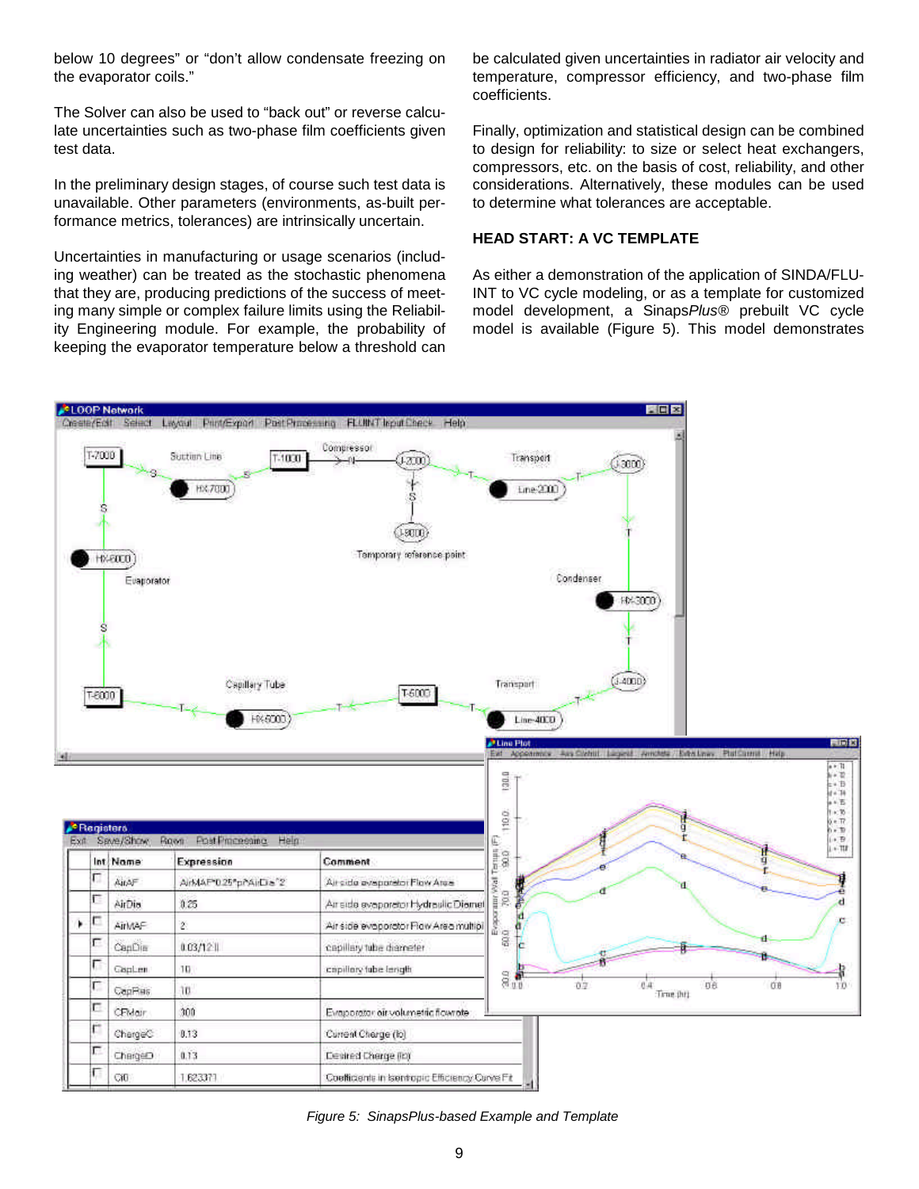below 10 degrees" or "don't allow condensate freezing on the evaporator coils."

The Solver can also be used to "back out" or reverse calculate uncertainties such as two-phase film coefficients given test data.

In the preliminary design stages, of course such test data is unavailable. Other parameters (environments, as-built performance metrics, tolerances) are intrinsically uncertain.

Uncertainties in manufacturing or usage scenarios (including weather) can be treated as the stochastic phenomena that they are, producing predictions of the success of meeting many simple or complex failure limits using the Reliability Engineering module. For example, the probability of keeping the evaporator temperature below a threshold can be calculated given uncertainties in radiator air velocity and temperature, compressor efficiency, and two-phase film coefficients.

Finally, optimization and statistical design can be combined to design for reliability: to size or select heat exchangers, compressors, etc. on the basis of cost, reliability, and other considerations. Alternatively, these modules can be used to determine what tolerances are acceptable.

## HEAD START: A VC TEMPLATE

As either a demonstration of the application of SINDA/FLUINT to VC cycle modeling, or as a template for customized model development, a Sinaps*Plus*® prebuilt VC cycle model is available (Figure 5). This model demonstrates

*Figure 5: SinapsPlus-based Example and Template*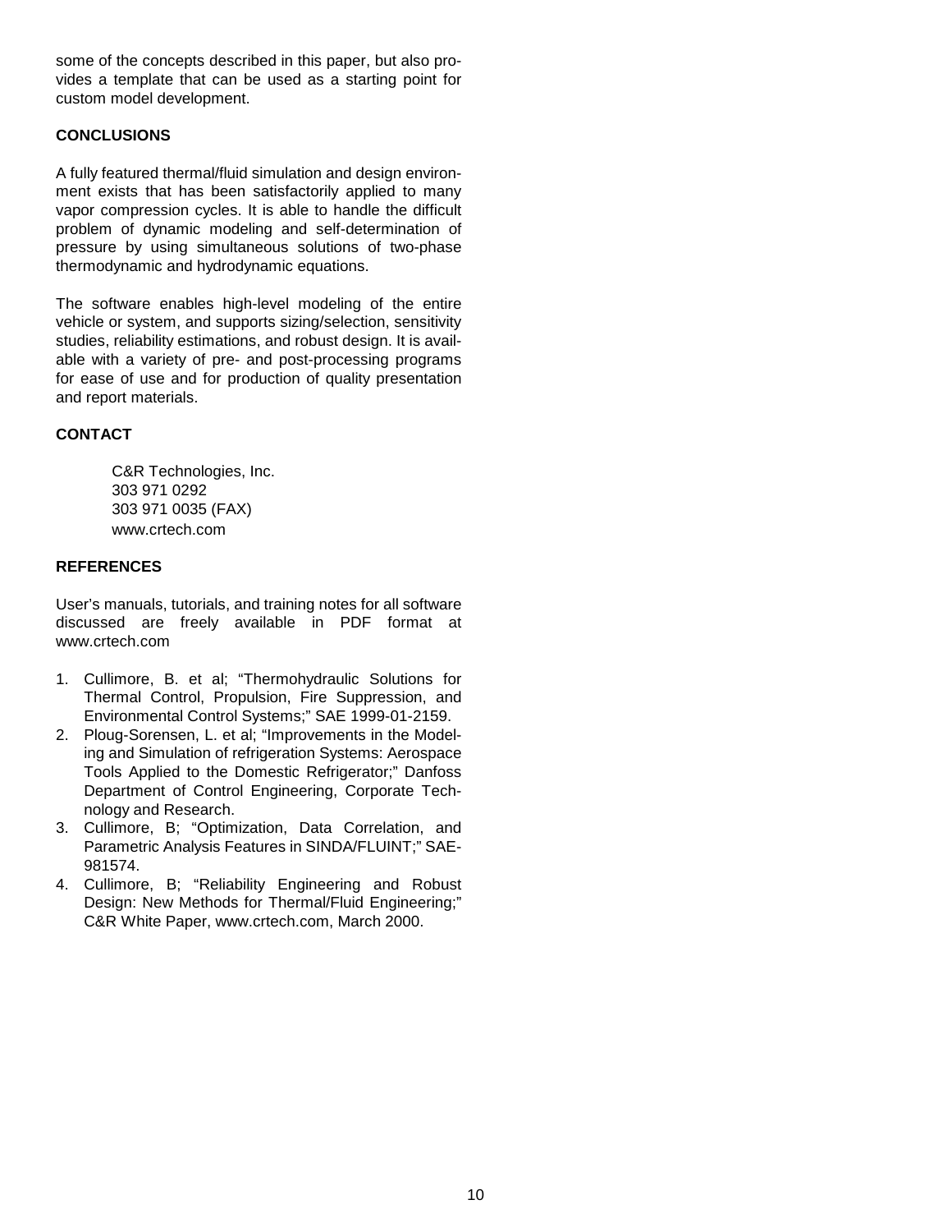some of the concepts described in this paper, but also provides a template that can be used as a starting point for custom model development.

## CONCLUSIONS

A fully featured thermal/fluid simulation and design environment exists that has been satisfactorily applied to many vapor compression cycles. It is able to handle the difficult problem of dynamic modeling and self-determination of pressure by using simultaneous solutions of two-phase thermodynamic and hydrodynamic equations.

The software enables high-level modeling of the entire vehicle or system, and supports sizing/selection, sensitivity studies, reliability estimations, and robust design. It is available with a variety of pre- and post-processing programs for ease of use and for production of quality presentation and report materials.

## CONTACT

C&R Technologies, Inc.
303 971 0292
303 971 0035 (FAX)
www.crtech.com

## REFERENCES

User's manuals, tutorials, and training notes for all software discussed are freely available in PDF format at www.crtech.com

1. Cullimore, B. et al; "Thermohydraulic Solutions for Thermal Control, Propulsion, Fire Suppression, and Environmental Control Systems;" SAE 1999-01-2159.
2. Ploug-Sorensen, L. et al; "Improvements in the Modeling and Simulation of refrigeration Systems: Aerospace Tools Applied to the Domestic Refrigerator;" Danfoss Department of Control Engineering, Corporate Technology and Research.
3. Cullimore, B; "Optimization, Data Correlation, and Parametric Analysis Features in SINDA/FLUINT;" SAE-981574.
4. Cullimore, B; "Reliability Engineering and Robust Design: New Methods for Thermal/Fluid Engineering;" C&R White Paper, www.crtech.com, March 2000.